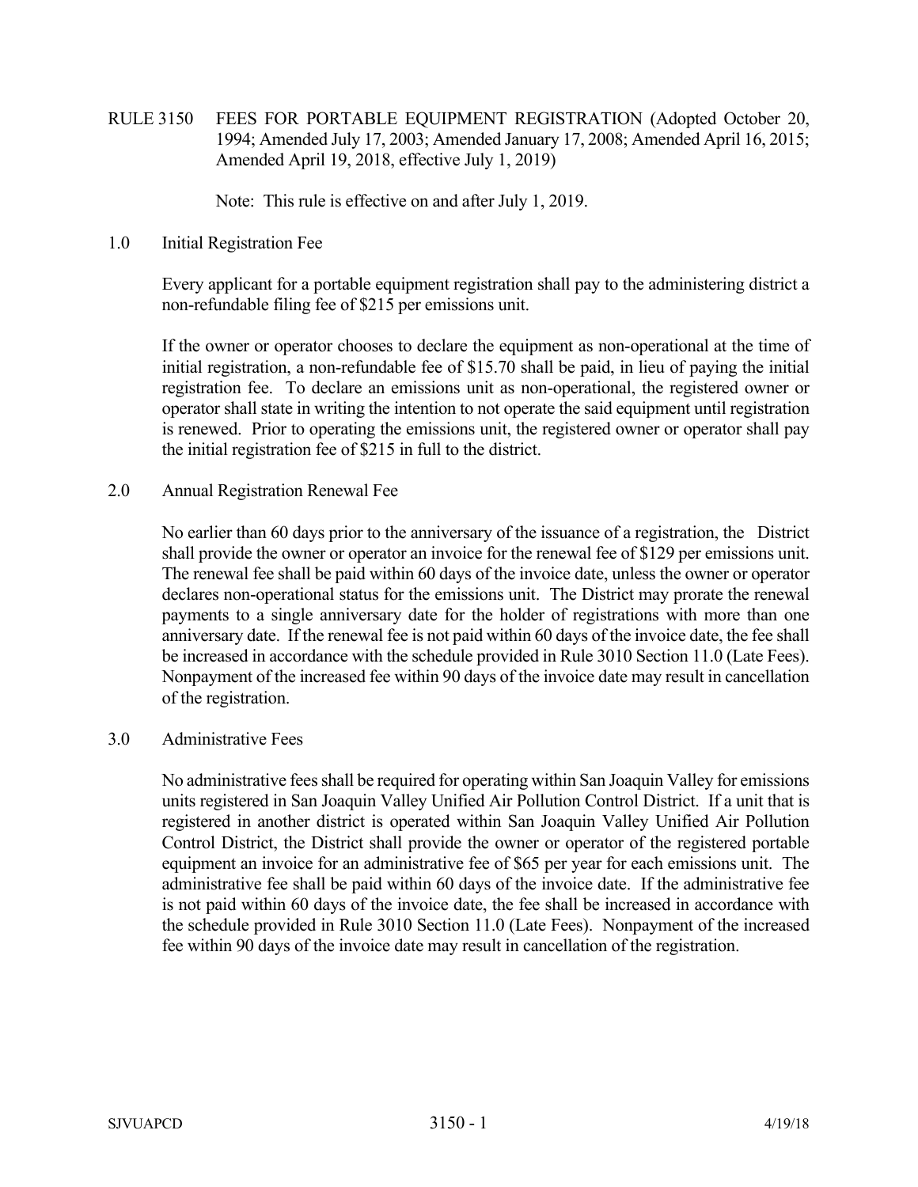# RULE 3150 FEES FOR PORTABLE EQUIPMENT REGISTRATION (Adopted October 20, 1994; Amended July 17, 2003; Amended January 17, 2008; Amended April 16, 2015; Amended April 19, 2018, effective July 1, 2019)

Note: This rule is effective on and after July 1, 2019.

## 1.0 Initial Registration Fee

Every applicant for a portable equipment registration shall pay to the administering district a non-refundable filing fee of $215 per emissions unit.

If the owner or operator chooses to declare the equipment as non-operational at the time of initial registration, a non-refundable fee of $15.70 shall be paid, in lieu of paying the initial registration fee. To declare an emissions unit as non-operational, the registered owner or operator shall state in writing the intention to not operate the said equipment until registration is renewed. Prior to operating the emissions unit, the registered owner or operator shall pay the initial registration fee of $215 in full to the district.

## 2.0 Annual Registration Renewal Fee

No earlier than 60 days prior to the anniversary of the issuance of a registration, the District shall provide the owner or operator an invoice for the renewal fee of $129 per emissions unit. The renewal fee shall be paid within 60 days of the invoice date, unless the owner or operator declares non-operational status for the emissions unit. The District may prorate the renewal payments to a single anniversary date for the holder of registrations with more than one anniversary date. If the renewal fee is not paid within 60 days of the invoice date, the fee shall be increased in accordance with the schedule provided in Rule 3010 Section 11.0 (Late Fees). Nonpayment of the increased fee within 90 days of the invoice date may result in cancellation of the registration.

## 3.0 Administrative Fees

No administrative fees shall be required for operating within San Joaquin Valley for emissions units registered in San Joaquin Valley Unified Air Pollution Control District. If a unit that is registered in another district is operated within San Joaquin Valley Unified Air Pollution Control District, the District shall provide the owner or operator of the registered portable equipment an invoice for an administrative fee of $65 per year for each emissions unit. The administrative fee shall be paid within 60 days of the invoice date. If the administrative fee is not paid within 60 days of the invoice date, the fee shall be increased in accordance with the schedule provided in Rule 3010 Section 11.0 (Late Fees). Nonpayment of the increased fee within 90 days of the invoice date may result in cancellation of the registration.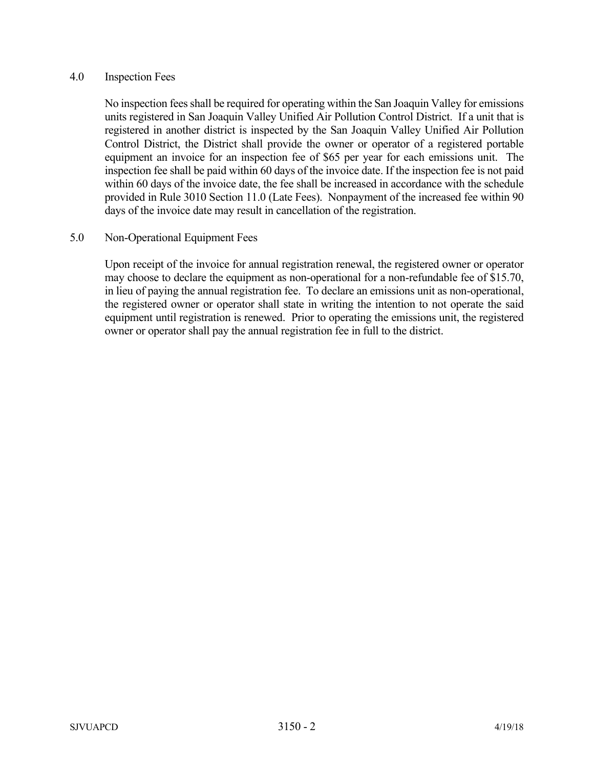## 4.0 Inspection Fees

No inspection fees shall be required for operating within the San Joaquin Valley for emissions units registered in San Joaquin Valley Unified Air Pollution Control District. If a unit that is registered in another district is inspected by the San Joaquin Valley Unified Air Pollution Control District, the District shall provide the owner or operator of a registered portable equipment an invoice for an inspection fee of $65 per year for each emissions unit. The inspection fee shall be paid within 60 days of the invoice date. If the inspection fee is not paid within 60 days of the invoice date, the fee shall be increased in accordance with the schedule provided in Rule 3010 Section 11.0 (Late Fees). Nonpayment of the increased fee within 90 days of the invoice date may result in cancellation of the registration.

## 5.0 Non-Operational Equipment Fees

Upon receipt of the invoice for annual registration renewal, the registered owner or operator may choose to declare the equipment as non-operational for a non-refundable fee of $15.70, in lieu of paying the annual registration fee. To declare an emissions unit as non-operational, the registered owner or operator shall state in writing the intention to not operate the said equipment until registration is renewed. Prior to operating the emissions unit, the registered owner or operator shall pay the annual registration fee in full to the district.